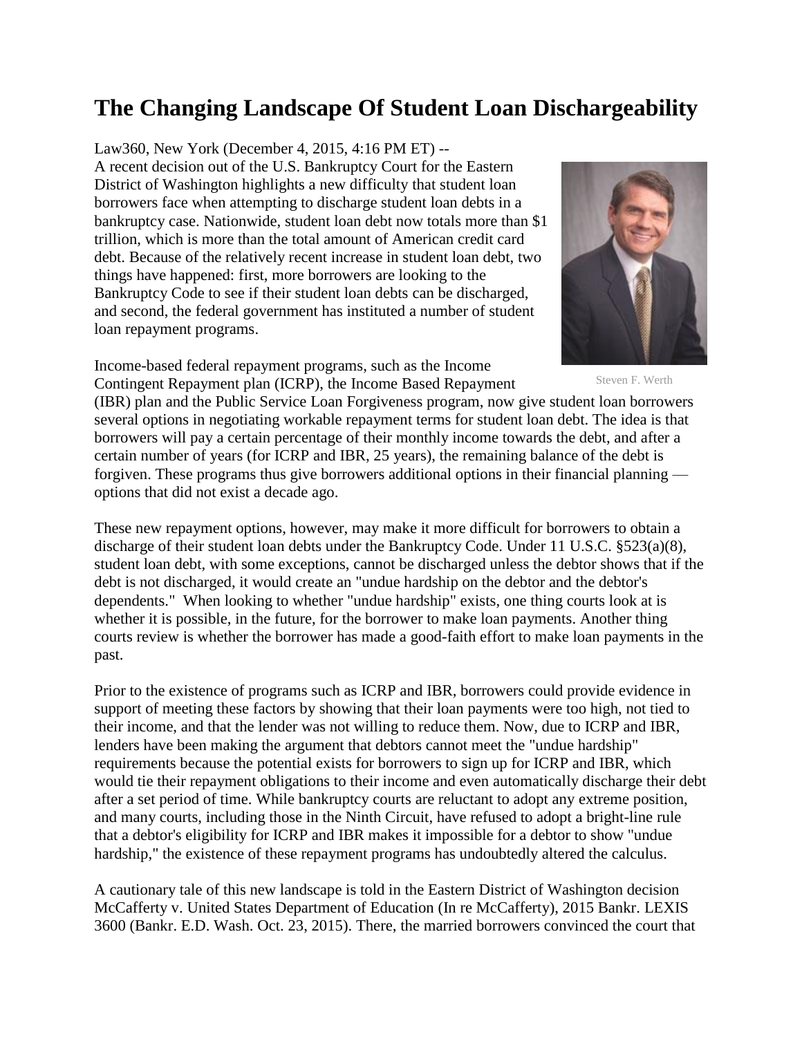# The Changing Landscape Of Student Loan Dischargeability

Law360, New York (December 4, 2015, 4:16 PM ET) --

A recent decision out of the U.S. Bankruptcy Court for the Eastern District of Washington highlights a new difficulty that student loan borrowers face when attempting to discharge student loan debts in a bankruptcy case. Nationwide, student loan debt now totals more than $1 trillion, which is more than the total amount of American credit card debt. Because of the relatively recent increase in student loan debt, two things have happened: first, more borrowers are looking to the Bankruptcy Code to see if their student loan debts can be discharged, and second, the federal government has instituted a number of student loan repayment programs.

Steven F. Werth

Income-based federal repayment programs, such as the Income Contingent Repayment plan (ICRP), the Income Based Repayment (IBR) plan and the Public Service Loan Forgiveness program, now give student loan borrowers several options in negotiating workable repayment terms for student loan debt. The idea is that borrowers will pay a certain percentage of their monthly income towards the debt, and after a certain number of years (for ICRP and IBR, 25 years), the remaining balance of the debt is forgiven. These programs thus give borrowers additional options in their financial planning — options that did not exist a decade ago.

These new repayment options, however, may make it more difficult for borrowers to obtain a discharge of their student loan debts under the Bankruptcy Code. Under 11 U.S.C. §523(a)(8), student loan debt, with some exceptions, cannot be discharged unless the debtor shows that if the debt is not discharged, it would create an "undue hardship on the debtor and the debtor's dependents." When looking to whether "undue hardship" exists, one thing courts look at is whether it is possible, in the future, for the borrower to make loan payments. Another thing courts review is whether the borrower has made a good-faith effort to make loan payments in the past.

Prior to the existence of programs such as ICRP and IBR, borrowers could provide evidence in support of meeting these factors by showing that their loan payments were too high, not tied to their income, and that the lender was not willing to reduce them. Now, due to ICRP and IBR, lenders have been making the argument that debtors cannot meet the "undue hardship" requirements because the potential exists for borrowers to sign up for ICRP and IBR, which would tie their repayment obligations to their income and even automatically discharge their debt after a set period of time. While bankruptcy courts are reluctant to adopt any extreme position, and many courts, including those in the Ninth Circuit, have refused to adopt a bright-line rule that a debtor's eligibility for ICRP and IBR makes it impossible for a debtor to show "undue hardship," the existence of these repayment programs has undoubtedly altered the calculus.

A cautionary tale of this new landscape is told in the Eastern District of Washington decision McCafferty v. United States Department of Education (In re McCafferty), 2015 Bankr. LEXIS 3600 (Bankr. E.D. Wash. Oct. 23, 2015). There, the married borrowers convinced the court that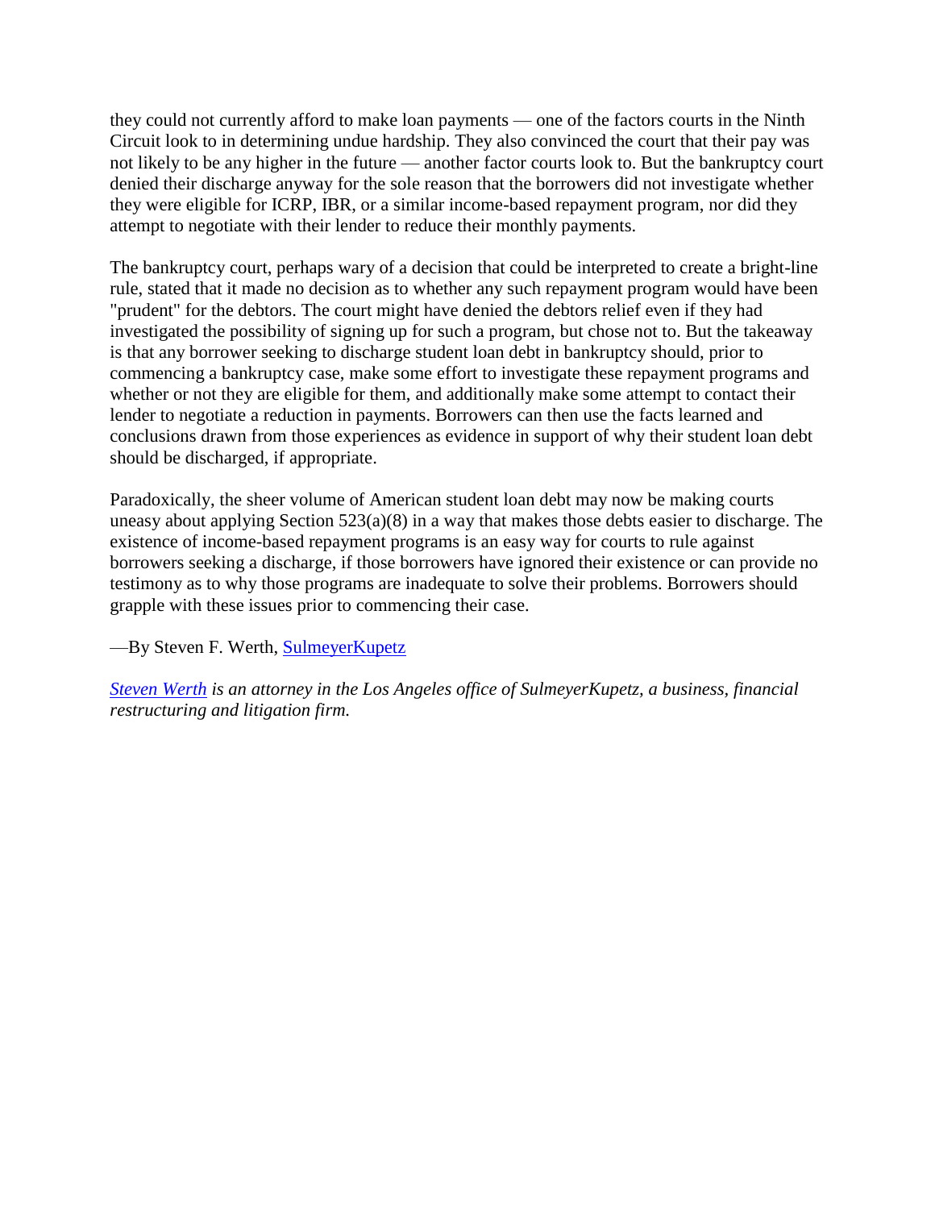they could not currently afford to make loan payments — one of the factors courts in the Ninth Circuit look to in determining undue hardship. They also convinced the court that their pay was not likely to be any higher in the future — another factor courts look to. But the bankruptcy court denied their discharge anyway for the sole reason that the borrowers did not investigate whether they were eligible for ICRP, IBR, or a similar income-based repayment program, nor did they attempt to negotiate with their lender to reduce their monthly payments.

The bankruptcy court, perhaps wary of a decision that could be interpreted to create a bright-line rule, stated that it made no decision as to whether any such repayment program would have been "prudent" for the debtors. The court might have denied the debtors relief even if they had investigated the possibility of signing up for such a program, but chose not to. But the takeaway is that any borrower seeking to discharge student loan debt in bankruptcy should, prior to commencing a bankruptcy case, make some effort to investigate these repayment programs and whether or not they are eligible for them, and additionally make some attempt to contact their lender to negotiate a reduction in payments. Borrowers can then use the facts learned and conclusions drawn from those experiences as evidence in support of why their student loan debt should be discharged, if appropriate.

Paradoxically, the sheer volume of American student loan debt may now be making courts uneasy about applying Section 523(a)(8) in a way that makes those debts easier to discharge. The existence of income-based repayment programs is an easy way for courts to rule against borrowers seeking a discharge, if those borrowers have ignored their existence or can provide no testimony as to why those programs are inadequate to solve their problems. Borrowers should grapple with these issues prior to commencing their case.

—By Steven F. Werth, SulmeyerKupetz

*Steven Werth is an attorney in the Los Angeles office of SulmeyerKupetz, a business, financial restructuring and litigation firm.*